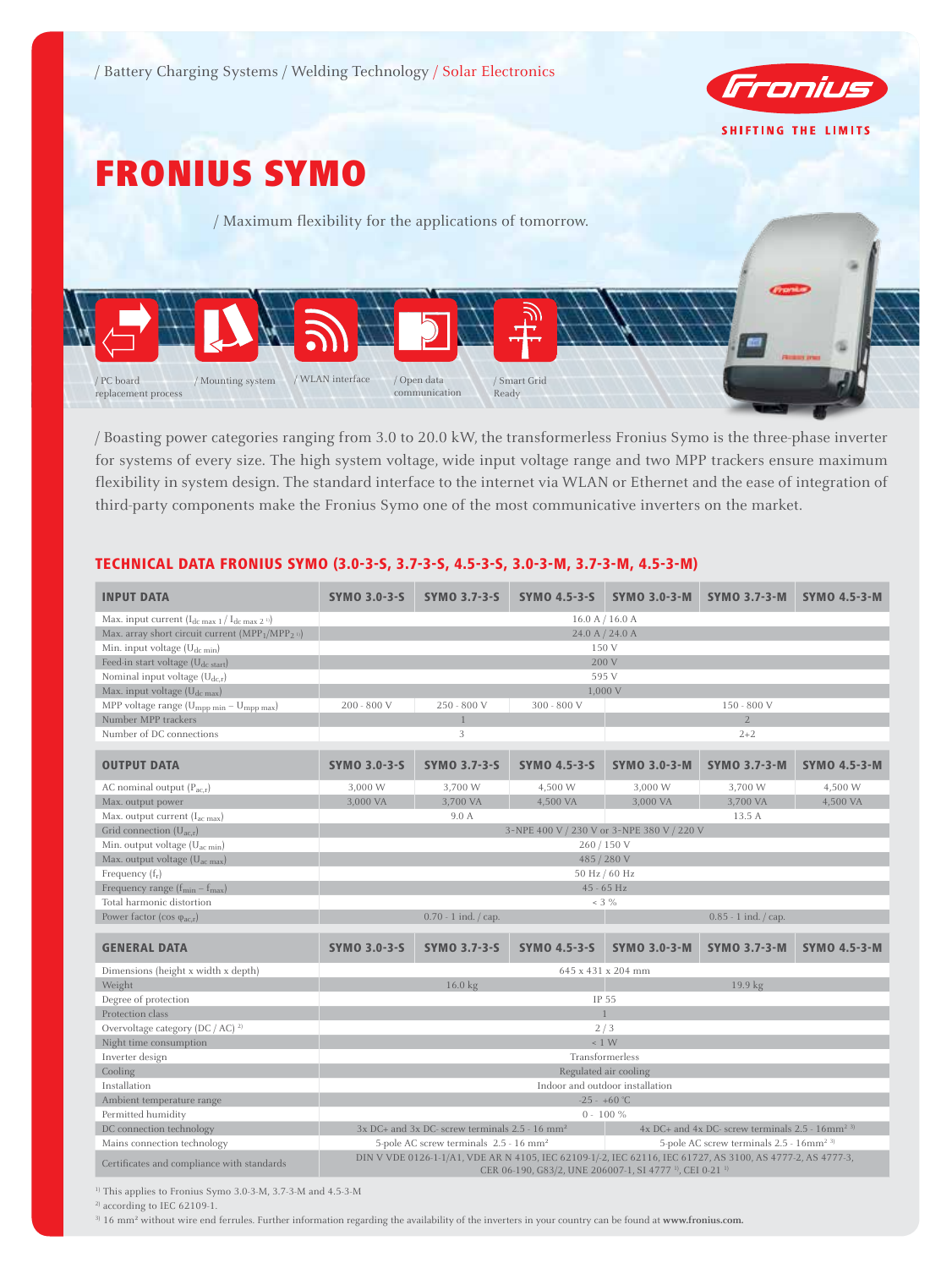/ Battery Charging Systems / Welding Technology / Solar Electronics

SHIFTING THE LIMITS

# FRONIUS SYMO

/ Maximum flexibility for the applications of tomorrow.

/ PC board replacement process
/ Mounting system
/ WLAN interface
/ Open data communication
/ Smart Grid Ready

/ Boasting power categories ranging from 3.0 to 20.0 kW, the transformerless Fronius Symo is the three-phase inverter for systems of every size. The high system voltage, wide input voltage range and two MPP trackers ensure maximum flexibility in system design. The standard interface to the internet via WLAN or Ethernet and the ease of integration of third-party components make the Fronius Symo one of the most communicative inverters on the market.

## TECHNICAL DATA FRONIUS SYMO (3.0-3-S, 3.7-3-S, 4.5-3-S, 3.0-3-M, 3.7-3-M, 4.5-3-M)

| INPUT DATA | SYMO 3.0-3-S | SYMO 3.7-3-S | SYMO 4.5-3-S | SYMO 3.0-3-M | SYMO 3.7-3-M | SYMO 4.5-3-M |
|---|---|---|---|---|---|---|
| Max. input current ($I_{dc\ max\ 1}$ / $I_{dc\ max\ 2}$ [1]) | 16.0 A / 16.0 A | | | | | |
| Max. array short circuit current ($MPP_1$/$MPP_2$ [1]) | 24.0 A / 24.0 A | | | | | |
| Min. input voltage ($U_{dc\ min}$) | 150 V | | | | | |
| Feed-in start voltage ($U_{dc\ start}$) | 200 V | | | | | |
| Nominal input voltage ($U_{dc,r}$) | 595 V | | | | | |
| Max. input voltage ($U_{dc\ max}$) | 1,000 V | | | | | |
| MPP voltage range ($U_{mpp\ min}$ – $U_{mpp\ max}$) | 200 - 800 V | 250 - 800 V | 300 - 800 V | 150 - 800 V | | |
| Number MPP trackers | 1 | | | 2 | | |
| Number of DC connections | 3 | | | 2+2 | | |

| OUTPUT DATA | SYMO 3.0-3-S | SYMO 3.7-3-S | SYMO 4.5-3-S | SYMO 3.0-3-M | SYMO 3.7-3-M | SYMO 4.5-3-M |
|---|---|---|---|---|---|---|
| AC nominal output ($P_{ac,r}$) | 3,000 W | 3,700 W | 4,500 W | 3,000 W | 3,700 W | 4,500 W |
| Max. output power | 3,000 VA | 3,700 VA | 4,500 VA | 3,000 VA | 3,700 VA | 4,500 VA |
| Max. output current ($I_{ac\ max}$) | 9.0 A | | | 13.5 A | | |
| Grid connection ($U_{ac,r}$) | 3~NPE 400 V / 230 V or 3~NPE 380 V / 220 V | | | | | |
| Min. output voltage ($U_{ac\ min}$) | 260 / 150 V | | | | | |
| Max. output voltage ($U_{ac\ max}$) | 485 / 280 V | | | | | |
| Frequency ($f_r$) | 50 Hz / 60 Hz | | | | | |
| Frequency range ($f_{min}$ – $f_{max}$) | 45 - 65 Hz | | | | | |
| Total harmonic distortion | < 3 % | | | | | |
| Power factor ($\cos \varphi_{ac,r}$) | 0.70 - 1 ind. / cap. | | | 0.85 - 1 ind. / cap. | | |

| GENERAL DATA | SYMO 3.0-3-S | SYMO 3.7-3-S | SYMO 4.5-3-S | SYMO 3.0-3-M | SYMO 3.7-3-M | SYMO 4.5-3-M |
|---|---|---|---|---|---|---|
| Dimensions (height x width x depth) | 645 x 431 x 204 mm | | | | | |
| Weight | 16.0 kg | | | 19.9 kg | | |
| Degree of protection | IP 55 | | | | | |
| Protection class | 1 | | | | | |
| Overvoltage category (DC / AC) [2] | 2 / 3 | | | | | |
| Night time consumption | < 1 W | | | | | |
| Inverter design | Transformerless | | | | | |
| Cooling | Regulated air cooling | | | | | |
| Installation | Indoor and outdoor installation | | | | | |
| Ambient temperature range | -25 - +60 °C | | | | | |
| Permitted humidity | 0 - 100 % | | | | | |
| DC connection technology | 3x DC+ and 3x DC- screw terminals 2.5 - 16 mm² | | | 4x DC+ and 4x DC- screw terminals 2.5 - 16mm² [3] | | |
| Mains connection technology | 5-pole AC screw terminals 2.5 - 16 mm² | | | 5-pole AC screw terminals 2.5 - 16mm² [3] | | |
| Certificates and compliance with standards | DIN V VDE 0126-1-1/A1, VDE AR N 4105, IEC 62109-1/-2, IEC 62116, IEC 61727, AS 3100, AS 4777-2, AS 4777-3, CER 06-190, G83/2, UNE 206007-1, SI 4777 [3], CEI 0-21 [3] | | | | | |

[1] This applies to Fronius Symo 3.0-3-M, 3.7-3-M and 4.5-3-M

[2] according to IEC 62109-1.

[3] 16 mm² without wire end ferrules. Further information regarding the availability of the inverters in your country can be found at **www.fronius.com.**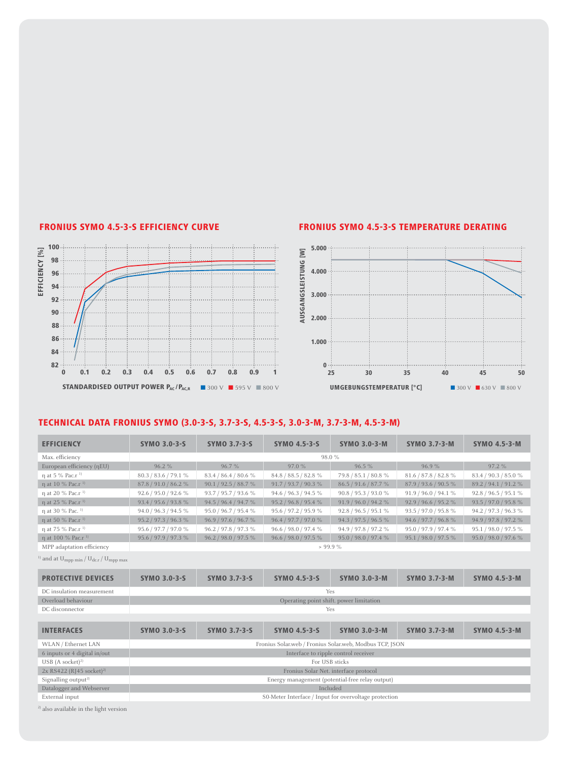## FRONIUS SYMO 4.5-3-S EFFICIENCY CURVE

EFFICIENCY [%]

100
98
96
94
92
90
88
86
84
82

0 0.1 0.2 0.3 0.4 0.5 0.6 0.7 0.8 0.9 1

STANDARDISED OUTPUT POWER $P_{AC}$ / $P_{AC,R}$

■ 300 V ■ 595 V ■ 800 V

## FRONIUS SYMO 4.5-3-S TEMPERATURE DERATING

AUSGANGSLEISTUNG [W]

5.000
4.000
3.000
2.000
1.000
0

25 30 35 40 45 50

UMGEBUNGSTEMPERATUR [°C]

■ 300 V ■ 630 V ■ 800 V

## TECHNICAL DATA FRONIUS SYMO (3.0-3-S, 3.7-3-S, 4.5-3-S, 3.0-3-M, 3.7-3-M, 4.5-3-M)

| EFFICIENCY | SYMO 3.0-3-S | SYMO 3.7-3-S | SYMO 4.5-3-S | SYMO 3.0-3-M | SYMO 3.7-3-M | SYMO 4.5-3-M |
|---|---|---|---|---|---|---|
| Max. efficiency | 98.0 % | | | | | |
| European efficiency (ηEU) | 96.2 % | 96.7 % | 97.0 % | 96.5 % | 96.9 % | 97.2 % |
| η at 5 % Pac.r [1] | 80.3 / 83.6 / 79.1 % | 83.4 / 86.4 / 80.6 % | 84.8 / 88.5 / 82.8 % | 79.8 / 85.1 / 80.8 % | 81.6 / 87.8 / 82.8 % | 83.4 / 90.3 / 85.0 % |
| η at 10 % Pac.r [1] | 87.8 / 91.0 / 86.2 % | 90.1 / 92.5 / 88.7 % | 91.7 / 93.7 / 90.3 % | 86.5 / 91.6 / 87.7 % | 87.9 / 93.6 / 90.5 % | 89.2 / 94.1 / 91.2 % |
| η at 20 % Pac.r [1] | 92.6 / 95.0 / 92.6 % | 93.7 / 95.7 / 93.6 % | 94.6 / 96.3 / 94.5 % | 90.8 / 95.3 / 93.0 % | 91.9 / 96.0 / 94.1 % | 92.8 / 96.5 / 95.1 % |
| η at 25 % Pac.r [1] | 93.4 / 95.6 / 93.8 % | 94.5 / 96.4 / 94.7 % | 95.2 / 96.8 / 95.4 % | 91.9 / 96.0 / 94.2 % | 92.9 / 96.6 / 95.2 % | 93.5 / 97.0 / 95.8 % |
| η at 30 % Pac. [1] | 94.0 / 96.3 / 94.5 % | 95.0 / 96.7 / 95.4 % | 95.6 / 97.2 / 95.9 % | 92.8 / 96.5 / 95.1 % | 93.5 / 97.0 / 95.8 % | 94.2 / 97.3 / 96.3 % |
| η at 50 % Pac.r [1] | 95.2 / 97.3 / 96.3 % | 96.9 / 97.6 / 96.7 % | 96.4 / 97.7 / 97.0 % | 94.3 / 97.5 / 96.5 % | 94.6 / 97.7 / 96.8 % | 94.9 / 97.8 / 97.2 % |
| η at 75 % Pac.r [1] | 95.6 / 97.7 / 97.0 % | 96.2 / 97.8 / 97.3 % | 96.6 / 98.0 / 97.4 % | 94.9 / 97.8 / 97.2 % | 95.0 / 97.9 / 97.4 % | 95.1 / 98.0 / 97.5 % |
| η at 100 % Pac.r [1] | 95.6 / 97.9 / 97.3 % | 96.2 / 98.0 / 97.5 % | 96.6 / 98.0 / 97.5 % | 95.0 / 98.0 / 97.4 % | 95.1 / 98.0 / 97.5 % | 95.0 / 98.0 / 97.6 % |
| MPP adaptation efficiency | > 99.9 % | | | | | |

[1] and at $U_{mpp\ min}$ / $U_{dc.r}$ / $U_{mpp\ max}$

| PROTECTIVE DEVICES | SYMO 3.0-3-S | SYMO 3.7-3-S | SYMO 4.5-3-S | SYMO 3.0-3-M | SYMO 3.7-3-M | SYMO 4.5-3-M |
|---|---|---|---|---|---|---|
| DC insulation measurement | Yes | | | | | |
| Overload behaviour | Operating point shift. power limitation | | | | | |
| DC disconnector | Yes | | | | | |

| INTERFACES | SYMO 3.0-3-S | SYMO 3.7-3-S | SYMO 4.5-3-S | SYMO 3.0-3-M | SYMO 3.7-3-M | SYMO 4.5-3-M |
|---|---|---|---|---|---|---|
| WLAN / Ethernet LAN | Fronius Solar.web / Fronius Solar.web, Modbus TCP, JSON | | | | | |
| 6 inputs or 4 digital in/out | Interface to ripple control receiver | | | | | |
| USB (A socket)[2] | For USB sticks | | | | | |
| 2x RS422 (RJ45 socket)[2] | Fronius Solar Net. interface protocol | | | | | |
| Signalling output[2] | Energy management (potential-free relay output) | | | | | |
| Datalogger and Webserver | Included | | | | | |
| External input | S0-Meter Interface / Input for overvoltage protection | | | | | |

[2] also available in the light version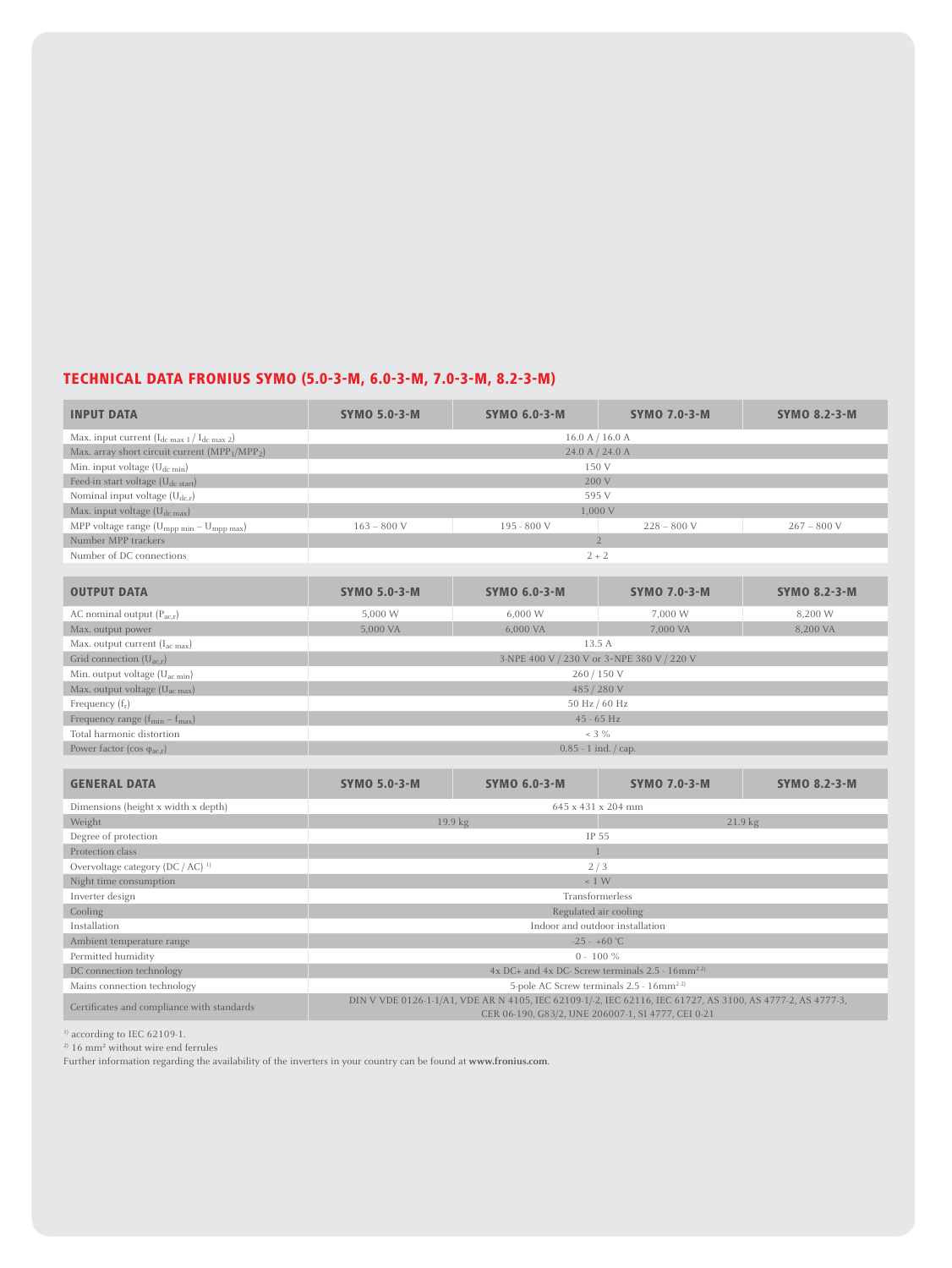## TECHNICAL DATA FRONIUS SYMO (5.0-3-M, 6.0-3-M, 7.0-3-M, 8.2-3-M)

| INPUT DATA | SYMO 5.0-3-M | SYMO 6.0-3-M | SYMO 7.0-3-M | SYMO 8.2-3-M |
|---|---|---|---|---|
| Max. input current ($I_{dc\ max\ 1}$ / $I_{dc\ max\ 2}$) | 16.0 A / 16.0 A | | | |
| Max. array short circuit current ($MPP_1$/$MPP_2$) | 24.0 A / 24.0 A | | | |
| Min. input voltage ($U_{dc\ min}$) | 150 V | | | |
| Feed-in start voltage ($U_{dc\ start}$) | 200 V | | | |
| Nominal input voltage ($U_{dc,r}$) | 595 V | | | |
| Max. input voltage ($U_{dc\ max}$) | 1,000 V | | | |
| MPP voltage range ($U_{mpp\ min}$ – $U_{mpp\ max}$) | 163 – 800 V | 195 - 800 V | 228 – 800 V | 267 – 800 V |
| Number MPP trackers | 2 | | | |
| Number of DC connections | 2 + 2 | | | |

| OUTPUT DATA | SYMO 5.0-3-M | SYMO 6.0-3-M | SYMO 7.0-3-M | SYMO 8.2-3-M |
|---|---|---|---|---|
| AC nominal output ($P_{ac,r}$) | 5,000 W | 6,000 W | 7,000 W | 8,200 W |
| Max. output power | 5,000 VA | 6,000 VA | 7,000 VA | 8,200 VA |
| Max. output current ($I_{ac\ max}$) | 13.5 A | | | |
| Grid connection ($U_{ac,r}$) | 3-NPE 400 V / 230 V or 3-NPE 380 V / 220 V | | | |
| Min. output voltage ($U_{ac\ min}$) | 260 / 150 V | | | |
| Max. output voltage ($U_{ac\ max}$) | 485 / 280 V | | | |
| Frequency ($f_r$) | 50 Hz / 60 Hz | | | |
| Frequency range ($f_{min}$ – $f_{max}$) | 45 - 65 Hz | | | |
| Total harmonic distortion | < 3 % | | | |
| Power factor (cos $\varphi_{ac,r}$) | 0.85 - 1 ind. / cap. | | | |

| GENERAL DATA | SYMO 5.0-3-M | SYMO 6.0-3-M | SYMO 7.0-3-M | SYMO 8.2-3-M |
|---|---|---|---|---|
| Dimensions (height x width x depth) | 645 x 431 x 204 mm | | | |
| Weight | 19.9 kg | | 21.9 kg | |
| Degree of protection | IP 55 | | | |
| Protection class | 1 | | | |
| Overvoltage category (DC / AC) [1] | 2 / 3 | | | |
| Night time consumption | < 1 W | | | |
| Inverter design | Transformerless | | | |
| Cooling | Regulated air cooling | | | |
| Installation | Indoor and outdoor installation | | | |
| Ambient temperature range | -25 - +60 °C | | | |
| Permitted humidity | 0 - 100 % | | | |
| DC connection technology | 4x DC+ and 4x DC- Screw terminals 2.5 - 16mm² [2] | | | |
| Mains connection technology | 5-pole AC Screw terminals 2.5 - 16mm² [2] | | | |
| Certificates and compliance with standards | DIN V VDE 0126-1-1/A1, VDE AR N 4105, IEC 62109-1/-2, IEC 62116, IEC 61727, AS 3100, AS 4777-2, AS 4777-3, CER 06-190, G83/2, UNE 206007-1, SI 4777, CEI 0-21 | | | |

[1] according to IEC 62109-1.
[2] 16 mm² without wire end ferrules
Further information regarding the availability of the inverters in your country can be found at **www.fronius.com**.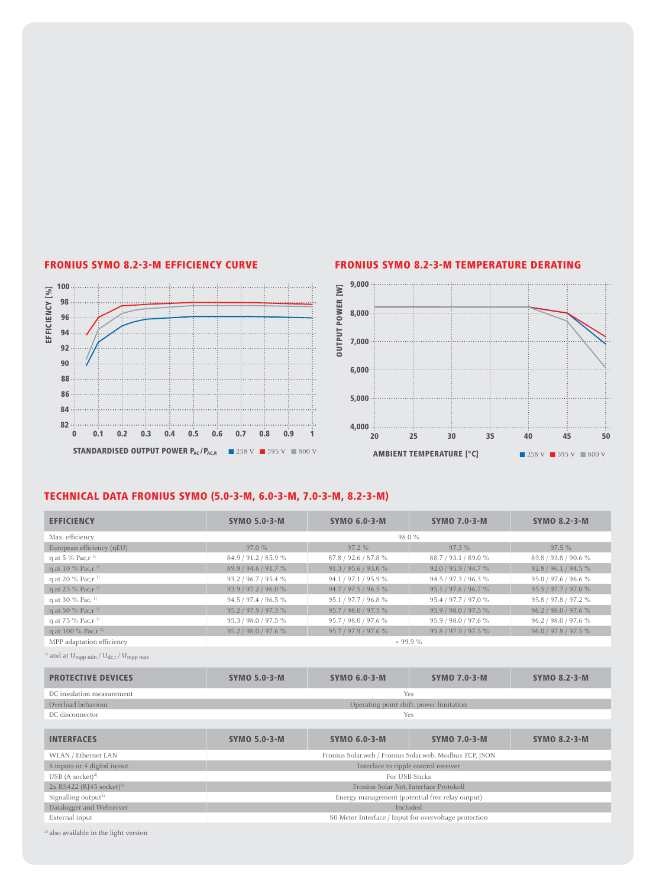## FRONIUS SYMO 8.2-3-M EFFICIENCY CURVE

EFFICIENCY [%]

100
98
96
94
92
90
88
86
84
82

0 0.1 0.2 0.3 0.4 0.5 0.6 0.7 0.8 0.9 1

STANDARDISED OUTPUT POWER $P_{AC}$ / $P_{AC,R}$

258 V 595 V 800 V

## FRONIUS SYMO 8.2-3-M TEMPERATURE DERATING

OUTPUT POWER [W]

9,000
8,000
7,000
6,000
5,000
4,000

20 25 30 35 40 45 50

AMBIENT TEMPERATURE [°C]

258 V 595 V 800 V

## TECHNICAL DATA FRONIUS SYMO (5.0-3-M, 6.0-3-M, 7.0-3-M, 8.2-3-M)

| EFFICIENCY | SYMO 5.0-3-M | SYMO 6.0-3-M | SYMO 7.0-3-M | SYMO 8.2-3-M |
|---|---|---|---|---|
| Max. efficiency | 98.0 % | | | |
| European efficiency (ηEU) | 97.0 % | 97.2 % | 97.3 % | 97.5 % |
| η at 5 % Pac,r [1] | 84.9 / 91.2 / 85.9 % | 87.8 / 92.6 / 87.8 % | 88.7 / 93.1 / 89.0 % | 89.8 / 93.8 / 90.6 % |
| η at 10 % Pac,r [1] | 89.9 / 94.6 / 91.7 % | 91.3 / 95.6 / 93.0 % | 92.0 / 95.9 / 94.7 % | 92.8 / 96.1 / 94.5 % |
| η at 20 % Pac,r [1] | 93.2 / 96.7 / 95.4 % | 94.1 / 97.1 / 95.9 % | 94.5 / 97.3 / 96.3 % | 95.0 / 97.6 / 96.6 % |
| η at 25 % Pac,r [1] | 93.9 / 97.2 / 96.0 % | 94.7 / 97.5 / 96.5 % | 95.1 / 97.6 / 96.7 % | 95.5 / 97.7 / 97.0 % |
| η at 30 % Pac, [1] | 94.5 / 97.4 / 96.5 % | 95.1 / 97.7 / 96.8 % | 95.4 / 97.7 / 97.0 % | 95.8 / 97.8 / 97.2 % |
| η at 50 % Pac,r [1] | 95.2 / 97.9 / 97.3 % | 95.7 / 98.0 / 97.5 % | 95.9 / 98.0 / 97.5 % | 96.2 / 98.0 / 97.6 % |
| η at 75 % Pac,r [1] | 95.3 / 98.0 / 97.5 % | 95.7 / 98.0 / 97.6 % | 95.9 / 98.0 / 97.6 % | 96.2 / 98.0 / 97.6 % |
| η at 100 % Pac,r [1] | 95.2 / 98.0 / 97.6 % | 95.7 / 97.9 / 97.6 % | 95.8 / 97.9 / 97.5 % | 96.0 / 97.8 / 97.5 % |
| MPP adaptation efficiency | > 99.9 % | | | |

[1] and at $U_{mpp\ min}$ / $U_{dc,r}$ / $U_{mpp\ max}$

| PROTECTIVE DEVICES | SYMO 5.0-3-M | SYMO 6.0-3-M | SYMO 7.0-3-M | SYMO 8.2-3-M |
|---|---|---|---|---|
| DC insulation measurement | Yes | | | |
| Overload behaviour | Operating point shift. power limitation | | | |
| DC disconnector | Yes | | | |

| INTERFACES | SYMO 5.0-3-M | SYMO 6.0-3-M | SYMO 7.0-3-M | SYMO 8.2-3-M |
|---|---|---|---|---|
| WLAN / Ethernet LAN | Fronius Solar.web / Fronius Solar.web, Modbus TCP, JSON | | | |
| 6 inputs or 4 digital in/out | Interface to ripple control receiver | | | |
| USB (A socket)[2] | For USB-Sticks | | | |
| 2x RS422 (RJ45 socket)[2] | Fronius Solar Net, Interface Protokoll | | | |
| Signalling output[2] | Energy management (potential-free relay output) | | | |
| Datalogger and Webserver | Included | | | |
| External input | S0-Meter Interface / Input for overvoltage protection | | | |

[2] also available in the light version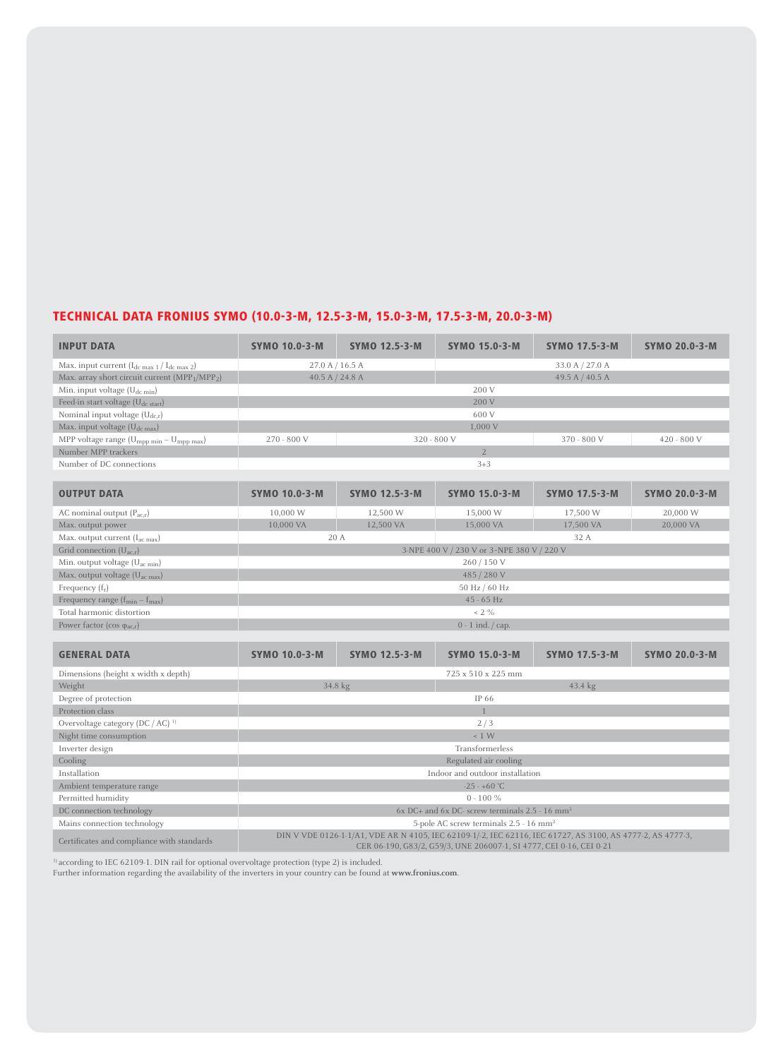## TECHNICAL DATA FRONIUS SYMO (10.0-3-M, 12.5-3-M, 15.0-3-M, 17.5-3-M, 20.0-3-M)

| INPUT DATA | SYMO 10.0-3-M | SYMO 12.5-3-M | SYMO 15.0-3-M | SYMO 17.5-3-M | SYMO 20.0-3-M |
|---|---|---|---|---|---|
| Max. input current ($I_{dc\ max\ 1}$ / $I_{dc\ max\ 2}$) | 27.0 A / 16.5 A | | 33.0 A / 27.0 A | | |
| Max. array short circuit current ($MPP_1$/$MPP_2$) | 40.5 A / 24.8 A | | 49.5 A / 40.5 A | | |
| Min. input voltage ($U_{dc\ min}$) | 200 V | | | | |
| Feed-in start voltage ($U_{dc\ start}$) | 200 V | | | | |
| Nominal input voltage ($U_{dc,r}$) | 600 V | | | | |
| Max. input voltage ($U_{dc\ max}$) | 1,000 V | | | | |
| MPP voltage range ($U_{mpp\ min}$ – $U_{mpp\ max}$) | 270 - 800 V | 320 - 800 V | | 370 - 800 V | 420 - 800 V |
| Number MPP trackers | 2 | | | | |
| Number of DC connections | 3+3 | | | | |

| OUTPUT DATA | SYMO 10.0-3-M | SYMO 12.5-3-M | SYMO 15.0-3-M | SYMO 17.5-3-M | SYMO 20.0-3-M |
|---|---|---|---|---|---|
| AC nominal output ($P_{ac,r}$) | 10,000 W | 12,500 W | 15,000 W | 17,500 W | 20,000 W |
| Max. output power | 10,000 VA | 12,500 VA | 15,000 VA | 17,500 VA | 20,000 VA |
| Max. output current ($I_{ac\ max}$) | 20 A | | 32 A | | |
| Grid connection ($U_{ac,r}$) | 3-NPE 400 V / 230 V or 3-NPE 380 V / 220 V | | | | |
| Min. output voltage ($U_{ac\ min}$) | 260 / 150 V | | | | |
| Max. output voltage ($U_{ac\ max}$) | 485 / 280 V | | | | |
| Frequency ($f_r$) | 50 Hz / 60 Hz | | | | |
| Frequency range ($f_{min}$ – $f_{max}$) | 45 - 65 Hz | | | | |
| Total harmonic distortion | < 2 % | | | | |
| Power factor (cos $\varphi_{ac,r}$) | 0 - 1 ind. / cap. | | | | |

| GENERAL DATA | SYMO 10.0-3-M | SYMO 12.5-3-M | SYMO 15.0-3-M | SYMO 17.5-3-M | SYMO 20.0-3-M |
|---|---|---|---|---|---|
| Dimensions (height x width x depth) | 725 x 510 x 225 mm | | | | |
| Weight | 34.8 kg | | 43.4 kg | | |
| Degree of protection | IP 66 | | | | |
| Protection class | 1 | | | | |
| Overvoltage category (DC / AC) [1] | 2 / 3 | | | | |
| Night time consumption | < 1 W | | | | |
| Inverter design | Transformerless | | | | |
| Cooling | Regulated air cooling | | | | |
| Installation | Indoor and outdoor installation | | | | |
| Ambient temperature range | -25 - +60 °C | | | | |
| Permitted humidity | 0 - 100 % | | | | |
| DC connection technology | 6x DC+ and 6x DC- screw terminals 2.5 - 16 mm² | | | | |
| Mains connection technology | 5-pole AC screw terminals 2.5 - 16 mm² | | | | |
| Certificates and compliance with standards | DIN V VDE 0126-1-1/A1, VDE AR N 4105, IEC 62109-1/-2, IEC 62116, IEC 61727, AS 3100, AS 4777-2, AS 4777-3, CER 06-190, G83/2, G59/3, UNE 206007-1, SI 4777, CEI 0-16, CEI 0-21 | | | | |

[1] according to IEC 62109-1. DIN rail for optional overvoltage protection (type 2) is included.
Further information regarding the availability of the inverters in your country can be found at **www.fronius.com**.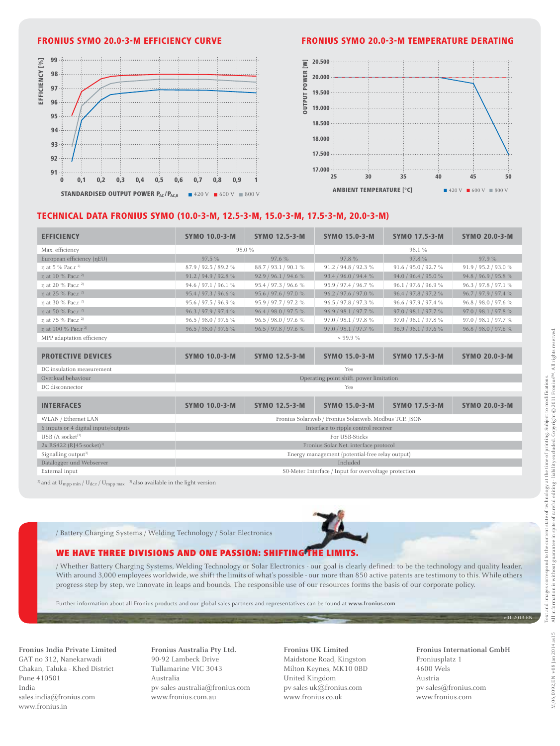## FRONIUS SYMO 20.0-3-M EFFICIENCY CURVE

EFFICIENCY [%]

99
98
97
96
95
94
93
92
91

0 0,1 0,2 0,3 0,4 0,5 0,6 0,7 0,8 0,9 1

STANDARDISED OUTPUT POWER $P_{AC}/P_{AC,R}$ ■ 420 V ■ 600 V ■ 800 V

## FRONIUS SYMO 20.0-3-M TEMPERATURE DERATING

OUTPUT POWER [W]

20.500
20.000
19.500
19.000
18.500
18.000
17.500
17.000

25 30 35 40 45 50

AMBIENT TEMPERATURE [°C] ■ 420 V ■ 600 V ■ 800 V

## TECHNICAL DATA FRONIUS SYMO (10.0-3-M, 12.5-3-M, 15.0-3-M, 17.5-3-M, 20.0-3-M)

| EFFICIENCY | SYMO 10.0-3-M | SYMO 12.5-3-M | SYMO 15.0-3-M | SYMO 17.5-3-M | SYMO 20.0-3-M |
|---|---|---|---|---|---|
| Max. efficiency | 98.0 % | | 98.1 % | | |
| European efficiency (ηEU) | 97.5 % | 97.6 % | 97.8 % | 97.8 % | 97.9 % |
| η at 5 % Pac.r [2] | 87.9 / 92.5 / 89.2 % | 88.7 / 93.1 / 90.1 % | 91.2 / 94.8 / 92.3 % | 91.6 / 95.0 / 92.7 % | 91.9 / 95.2 / 93.0 % |
| η at 10 % Pac.r [2] | 91.2 / 94.9 / 92.8 % | 92.9 / 96.1 / 94.6 % | 93.4 / 96.0 / 94.4 % | 94.0 / 96.4 / 95.0 % | 94.8 / 96.9 / 95.8 % |
| η at 20 % Pac.r [2] | 94.6 / 97.1 / 96.1 % | 95.4 / 97.3 / 96.6 % | 95.9 / 97.4 / 96.7 % | 96.1 / 97.6 / 96.9 % | 96.3 / 97.8 / 97.1 % |
| η at 25 % Pac.r [2] | 95.4 / 97.3 / 96.6 % | 95.6 / 97.6 / 97.0 % | 96.2 / 97.6 / 97.0 % | 96.4 / 97.8 / 97.2 % | 96.7 / 97.9 / 97.4 % |
| η at 30 % Pac.r [2] | 95.6 / 97.5 / 96.9 % | 95.9 / 97.7 / 97.2 % | 96.5 / 97.8 / 97.3 % | 96.6 / 97.9 / 97.4 % | 96.8 / 98.0 / 97.6 % |
| η at 50 % Pac.r [2] | 96.3 / 97.9 / 97.4 % | 96.4 / 98.0 / 97.5 % | 96.9 / 98.1 / 97.7 % | 97.0 / 98.1 / 97.7 % | 97.0 / 98.1 / 97.8 % |
| η at 75 % Pac.r [2] | 96.5 / 98.0 / 97.6 % | 96.5 / 98.0 / 97.6 % | 97.0 / 98.1 / 97.8 % | 97.0 / 98.1 / 97.8 % | 97.0 / 98.1 / 97.7 % |
| η at 100 % Pac.r [2] | 96.5 / 98.0 / 97.6 % | 96.5 / 97.8 / 97.6 % | 97.0 / 98.1 / 97.7 % | 96.9 / 98.1 / 97.6 % | 96.8 / 98.0 / 97.6 % |
| MPP adaptation efficiency | > 99.9 % | | | | |

| PROTECTIVE DEVICES | SYMO 10.0-3-M | SYMO 12.5-3-M | SYMO 15.0-3-M | SYMO 17.5-3-M | SYMO 20.0-3-M |
|---|---|---|---|---|---|
| DC insulation measurement | Yes | | | | |
| Overload behaviour | Operating point shift. power limitation | | | | |
| DC disconnector | Yes | | | | |

| INTERFACES | SYMO 10.0-3-M | SYMO 12.5-3-M | SYMO 15.0-3-M | SYMO 17.5-3-M | SYMO 20.0-3-M |
|---|---|---|---|---|---|
| WLAN / Ethernet LAN | Fronius Solar.web / Fronius Solar.web. Modbus TCP. JSON | | | | |
| 6 inputs or 4 digital inputs/outputs | Interface to ripple control receiver | | | | |
| USB (A socket[3]) | For USB-Sticks | | | | |
| 2x RS422 (RJ45-socket)[3] | Fronius Solar Net. interface protocol | | | | |
| Signalling output[3] | Energy management (potential-free relay output) | | | | |
| Datalogger und Webserver | Included | | | | |
| External input | S0-Meter Interface / Input for overvoltage protection | | | | |

[2] and at $U_{mpp\ min}$ / $U_{dc.r}$ / $U_{mpp\ max}$ [3] also available in the light version

/ Battery Charging Systems / Welding Technology / Solar Electronics

### WE HAVE THREE DIVISIONS AND ONE PASSION: SHIFTING THE LIMITS.

/ Whether Battery Charging Systems, Welding Technology or Solar Electronics - our goal is clearly defined: to be the technology and quality leader. With around 3,000 employees worldwide, we shift the limits of what's possible - our more than 850 active patents are testimony to this. While others progress step by step, we innovate in leaps and bounds. The responsible use of our resources forms the basis of our corporate policy.

Further information about all Fronius products and our global sales partners and representatives can be found at **www.fronius.com**

v01 2013 EN

Text and images correspond to the current state of technology at the time of printing. Subject to modifications. All information is without guarantee in spite of careful editing - liability excluded. Copyright © 2011 Fronius™. All rights reserved.

M,06,0092,EN v08 Jan 2014 as15

**Fronius India Private Limited**
GAT no 312, Nanekarwadi
Chakan, Taluka - Khed District
Pune 410501
India
sales.india@fronius.com
www.fronius.in

**Fronius Australia Pty Ltd.**
90-92 Lambeck Drive
Tullamarine VIC 3043
Australia
pv-sales-australia@fronius.com
www.fronius.com.au

**Fronius UK Limited**
Maidstone Road, Kingston
Milton Keynes, MK10 0BD
United Kingdom
pv-sales-uk@fronius.com
www.fronius.co.uk

**Fronius International GmbH**
Froniusplatz 1
4600 Wels
Austria
pv-sales@fronius.com
www.fronius.com